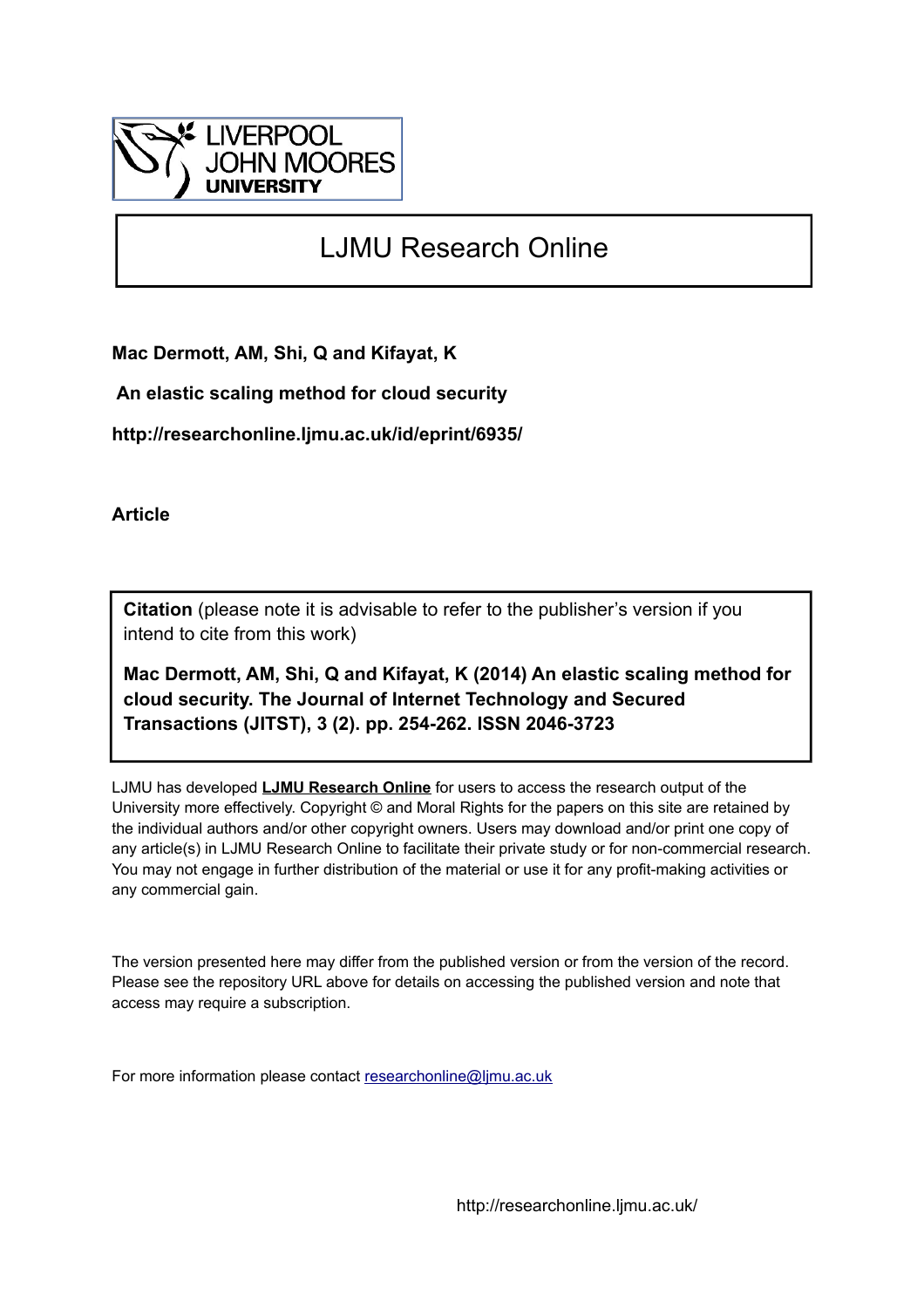LIVERPOOL JOHN MOORES UNIVERSITY

# LJMU Research Online

**Mac Dermott, AM, Shi, Q and Kifayat, K**

**An elastic scaling method for cloud security**

**http://researchonline.ljmu.ac.uk/id/eprint/6935/**

**Article**

**Citation** (please note it is advisable to refer to the publisher's version if you intend to cite from this work)

**Mac Dermott, AM, Shi, Q and Kifayat, K (2014) An elastic scaling method for cloud security. The Journal of Internet Technology and Secured Transactions (JITST), 3 (2). pp. 254-262. ISSN 2046-3723**

LJMU has developed **LJMU Research Online** for users to access the research output of the University more effectively. Copyright © and Moral Rights for the papers on this site are retained by the individual authors and/or other copyright owners. Users may download and/or print one copy of any article(s) in LJMU Research Online to facilitate their private study or for non-commercial research. You may not engage in further distribution of the material or use it for any profit-making activities or any commercial gain.

The version presented here may differ from the published version or from the version of the record. Please see the repository URL above for details on accessing the published version and note that access may require a subscription.

For more information please contact researchonline@ljmu.ac.uk

http://researchonline.ljmu.ac.uk/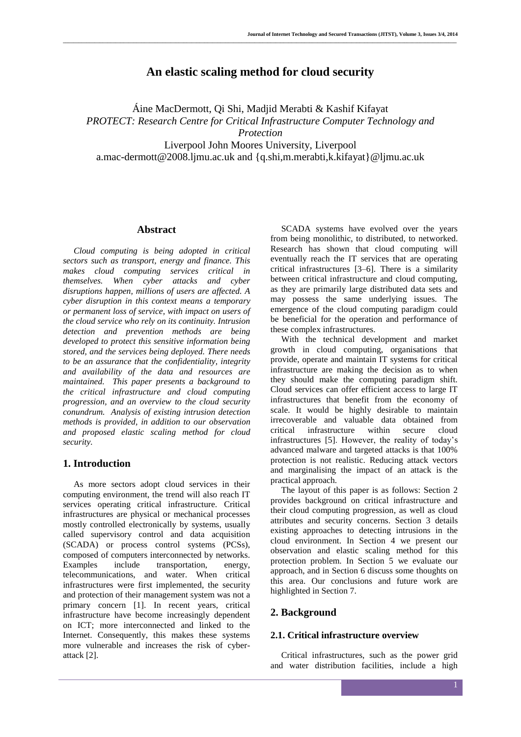# An elastic scaling method for cloud security

Áine MacDermott, Qi Shi, Madjid Merabti & Kashif Kifayat
*PROTECT: Research Centre for Critical Infrastructure Computer Technology and Protection*
Liverpool John Moores University, Liverpool
a.mac-dermott@2008.ljmu.ac.uk and {q.shi,m.merabti,k.kifayat}@ljmu.ac.uk

## Abstract

*Cloud computing is being adopted in critical sectors such as transport, energy and finance. This makes cloud computing services critical in themselves. When cyber attacks and cyber disruptions happen, millions of users are affected. A cyber disruption in this context means a temporary or permanent loss of service, with impact on users of the cloud service who rely on its continuity. Intrusion detection and prevention methods are being developed to protect this sensitive information being stored, and the services being deployed. There needs to be an assurance that the confidentiality, integrity and availability of the data and resources are maintained. This paper presents a background to the critical infrastructure and cloud computing progression, and an overview to the cloud security conundrum. Analysis of existing intrusion detection methods is provided, in addition to our observation and proposed elastic scaling method for cloud security.*

## 1. Introduction

As more sectors adopt cloud services in their computing environment, the trend will also reach IT services operating critical infrastructure. Critical infrastructures are physical or mechanical processes mostly controlled electronically by systems, usually called supervisory control and data acquisition (SCADA) or process control systems (PCSs), composed of computers interconnected by networks. Examples include transportation, energy, telecommunications, and water. When critical infrastructures were first implemented, the security and protection of their management system was not a primary concern [1]. In recent years, critical infrastructure have become increasingly dependent on ICT; more interconnected and linked to the Internet. Consequently, this makes these systems more vulnerable and increases the risk of cyber-attack [2].

SCADA systems have evolved over the years from being monolithic, to distributed, to networked. Research has shown that cloud computing will eventually reach the IT services that are operating critical infrastructures [3–6]. There is a similarity between critical infrastructure and cloud computing, as they are primarily large distributed data sets and may possess the same underlying issues. The emergence of the cloud computing paradigm could be beneficial for the operation and performance of these complex infrastructures.

With the technical development and market growth in cloud computing, organisations that provide, operate and maintain IT systems for critical infrastructure are making the decision as to when they should make the computing paradigm shift. Cloud services can offer efficient access to large IT infrastructures that benefit from the economy of scale. It would be highly desirable to maintain irrecoverable and valuable data obtained from critical infrastructure within secure cloud infrastructures [5]. However, the reality of today's advanced malware and targeted attacks is that 100% protection is not realistic. Reducing attack vectors and marginalising the impact of an attack is the practical approach.

The layout of this paper is as follows: Section 2 provides background on critical infrastructure and their cloud computing progression, as well as cloud attributes and security concerns. Section 3 details existing approaches to detecting intrusions in the cloud environment. In Section 4 we present our observation and elastic scaling method for this protection problem. In Section 5 we evaluate our approach, and in Section 6 discuss some thoughts on this area. Our conclusions and future work are highlighted in Section 7.

## 2. Background

### 2.1. Critical infrastructure overview

Critical infrastructures, such as the power grid and water distribution facilities, include a high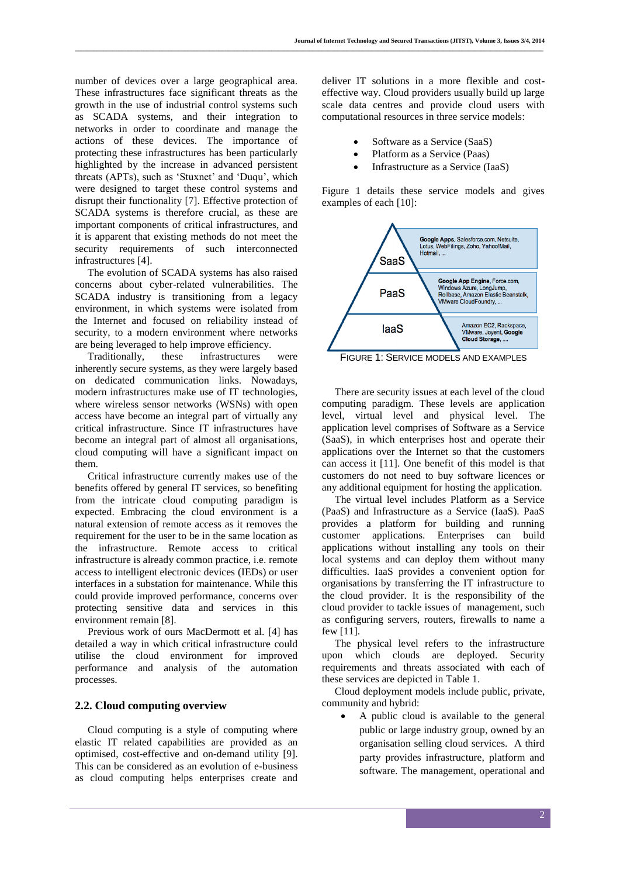number of devices over a large geographical area. These infrastructures face significant threats as the growth in the use of industrial control systems such as SCADA systems, and their integration to networks in order to coordinate and manage the actions of these devices. The importance of protecting these infrastructures has been particularly highlighted by the increase in advanced persistent threats (APTs), such as 'Stuxnet' and 'Duqu', which were designed to target these control systems and disrupt their functionality [7]. Effective protection of SCADA systems is therefore crucial, as these are important components of critical infrastructures, and it is apparent that existing methods do not meet the security requirements of such interconnected infrastructures [4].

The evolution of SCADA systems has also raised concerns about cyber-related vulnerabilities. The SCADA industry is transitioning from a legacy environment, in which systems were isolated from the Internet and focused on reliability instead of security, to a modern environment where networks are being leveraged to help improve efficiency.

Traditionally, these infrastructures were inherently secure systems, as they were largely based on dedicated communication links. Nowadays, modern infrastructures make use of IT technologies, where wireless sensor networks (WSNs) with open access have become an integral part of virtually any critical infrastructure. Since IT infrastructures have become an integral part of almost all organisations, cloud computing will have a significant impact on them.

Critical infrastructure currently makes use of the benefits offered by general IT services, so benefiting from the intricate cloud computing paradigm is expected. Embracing the cloud environment is a natural extension of remote access as it removes the requirement for the user to be in the same location as the infrastructure. Remote access to critical infrastructure is already common practice, i.e. remote access to intelligent electronic devices (IEDs) or user interfaces in a substation for maintenance. While this could provide improved performance, concerns over protecting sensitive data and services in this environment remain [8].

Previous work of ours MacDermott et al. [4] has detailed a way in which critical infrastructure could utilise the cloud environment for improved performance and analysis of the automation processes.

## 2.2. Cloud computing overview

Cloud computing is a style of computing where elastic IT related capabilities are provided as an optimised, cost-effective and on-demand utility [9]. This can be considered as an evolution of e-business as cloud computing helps enterprises create and deliver IT solutions in a more flexible and cost-effective way. Cloud providers usually build up large scale data centres and provide cloud users with computational resources in three service models:

- Software as a Service (SaaS)
- Platform as a Service (Paas)
- Infrastructure as a Service (IaaS)

Figure 1 details these service models and gives examples of each [10]:

| Model | Examples |
|---|---|
| SaaS | **Google Apps**, Salesforce.com, Netsuite, Lotus, WebFilings, Zoho, Yahoo!Mail, Hotmail, ... |
| PaaS | **Google App Engine**, Force.com, Windows Azure, LongJump, Rollbase, Amazon Elastic Beanstalk, VMware CloudFoundry, ... |
| IaaS | Amazon EC2, Rackspace, VMware, Joyent, **Google Cloud Storage**, .... |

FIGURE 1: SERVICE MODELS AND EXAMPLES

There are security issues at each level of the cloud computing paradigm. These levels are application level, virtual level and physical level. The application level comprises of Software as a Service (SaaS), in which enterprises host and operate their applications over the Internet so that the customers can access it [11]. One benefit of this model is that customers do not need to buy software licences or any additional equipment for hosting the application.

The virtual level includes Platform as a Service (PaaS) and Infrastructure as a Service (IaaS). PaaS provides a platform for building and running customer applications. Enterprises can build applications without installing any tools on their local systems and can deploy them without many difficulties. IaaS provides a convenient option for organisations by transferring the IT infrastructure to the cloud provider. It is the responsibility of the cloud provider to tackle issues of management, such as configuring servers, routers, firewalls to name a few [11].

The physical level refers to the infrastructure upon which clouds are deployed. Security requirements and threats associated with each of these services are depicted in Table 1.

Cloud deployment models include public, private, community and hybrid:

- A public cloud is available to the general public or large industry group, owned by an organisation selling cloud services. A third party provides infrastructure, platform and software. The management, operational and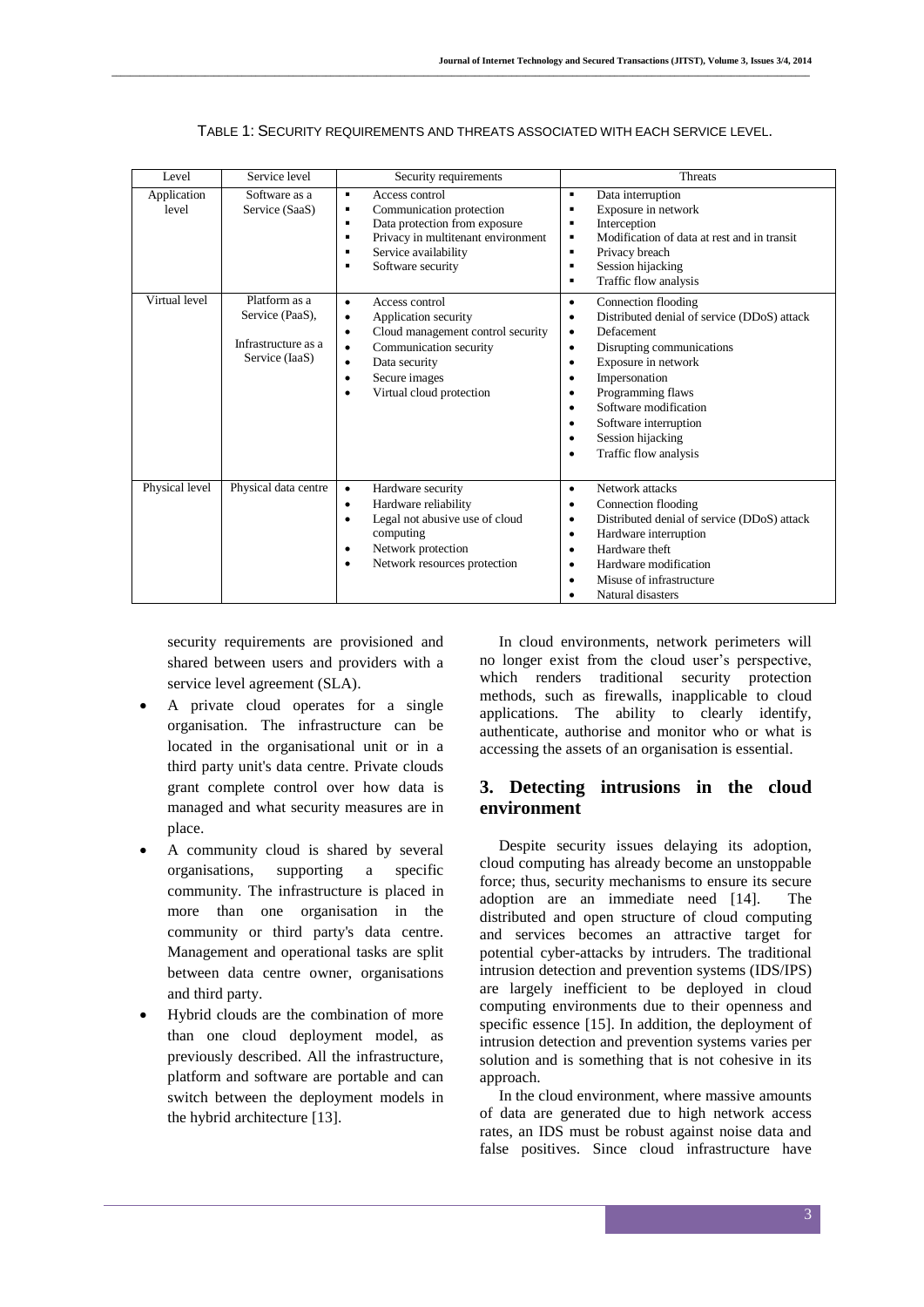TABLE 1: SECURITY REQUIREMENTS AND THREATS ASSOCIATED WITH EACH SERVICE LEVEL.

| Level | Service level | Security requirements | Threats |
|---|---|---|---|
| Application level | Software as a Service (SaaS) | ▪ Access control<br>▪ Communication protection<br>▪ Data protection from exposure<br>▪ Privacy in multitenant environment<br>▪ Service availability<br>▪ Software security | ▪ Data interruption<br>▪ Exposure in network<br>▪ Interception<br>▪ Modification of data at rest and in transit<br>▪ Privacy breach<br>▪ Session hijacking<br>▪ Traffic flow analysis |
| Virtual level | Platform as a Service (PaaS), Infrastructure as a Service (IaaS) | • Access control<br>• Application security<br>• Cloud management control security<br>• Communication security<br>• Data security<br>• Secure images<br>• Virtual cloud protection | • Connection flooding<br>• Distributed denial of service (DDoS) attack<br>• Defacement<br>• Disrupting communications<br>• Exposure in network<br>• Impersonation<br>• Programming flaws<br>• Software modification<br>• Software interruption<br>• Session hijacking<br>• Traffic flow analysis |
| Physical level | Physical data centre | • Hardware security<br>• Hardware reliability<br>• Legal not abusive use of cloud computing<br>• Network protection<br>• Network resources protection | • Network attacks<br>• Connection flooding<br>• Distributed denial of service (DDoS) attack<br>• Hardware interruption<br>• Hardware theft<br>• Hardware modification<br>• Misuse of infrastructure<br>• Natural disasters |

security requirements are provisioned and shared between users and providers with a service level agreement (SLA).

- A private cloud operates for a single organisation. The infrastructure can be located in the organisational unit or in a third party unit's data centre. Private clouds grant complete control over how data is managed and what security measures are in place.
- A community cloud is shared by several organisations, supporting a specific community. The infrastructure is placed in more than one organisation in the community or third party's data centre. Management and operational tasks are split between data centre owner, organisations and third party.
- Hybrid clouds are the combination of more than one cloud deployment model, as previously described. All the infrastructure, platform and software are portable and can switch between the deployment models in the hybrid architecture [13].

In cloud environments, network perimeters will no longer exist from the cloud user's perspective, which renders traditional security protection methods, such as firewalls, inapplicable to cloud applications. The ability to clearly identify, authenticate, authorise and monitor who or what is accessing the assets of an organisation is essential.

## 3. Detecting intrusions in the cloud environment

Despite security issues delaying its adoption, cloud computing has already become an unstoppable force; thus, security mechanisms to ensure its secure adoption are an immediate need [14]. The distributed and open structure of cloud computing and services becomes an attractive target for potential cyber-attacks by intruders. The traditional intrusion detection and prevention systems (IDS/IPS) are largely inefficient to be deployed in cloud computing environments due to their openness and specific essence [15]. In addition, the deployment of intrusion detection and prevention systems varies per solution and is something that is not cohesive in its approach.

In the cloud environment, where massive amounts of data are generated due to high network access rates, an IDS must be robust against noise data and false positives. Since cloud infrastructure have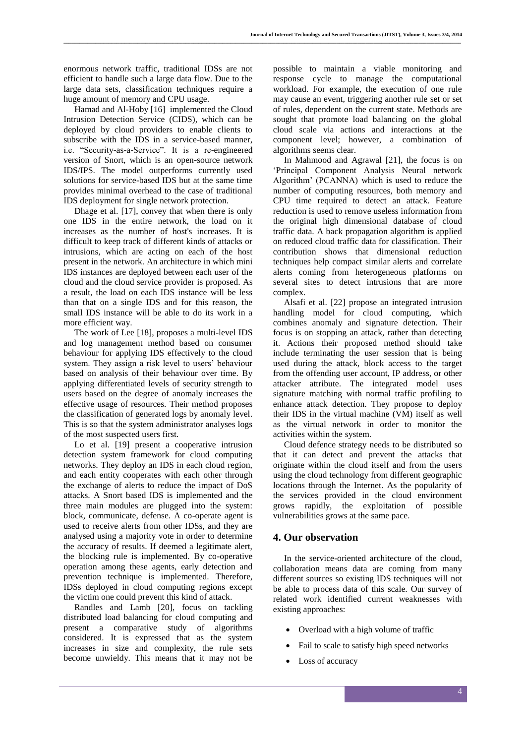enormous network traffic, traditional IDSs are not efficient to handle such a large data flow. Due to the large data sets, classification techniques require a huge amount of memory and CPU usage.

Hamad and Al-Hoby [16] implemented the Cloud Intrusion Detection Service (CIDS), which can be deployed by cloud providers to enable clients to subscribe with the IDS in a service-based manner, i.e. "Security-as-a-Service". It is a re-engineered version of Snort, which is an open-source network IDS/IPS. The model outperforms currently used solutions for service-based IDS but at the same time provides minimal overhead to the case of traditional IDS deployment for single network protection.

Dhage et al. [17], convey that when there is only one IDS in the entire network, the load on it increases as the number of host's increases. It is difficult to keep track of different kinds of attacks or intrusions, which are acting on each of the host present in the network. An architecture in which mini IDS instances are deployed between each user of the cloud and the cloud service provider is proposed. As a result, the load on each IDS instance will be less than that on a single IDS and for this reason, the small IDS instance will be able to do its work in a more efficient way.

The work of Lee [18], proposes a multi-level IDS and log management method based on consumer behaviour for applying IDS effectively to the cloud system. They assign a risk level to users' behaviour based on analysis of their behaviour over time. By applying differentiated levels of security strength to users based on the degree of anomaly increases the effective usage of resources. Their method proposes the classification of generated logs by anomaly level. This is so that the system administrator analyses logs of the most suspected users first.

Lo et al. [19] present a cooperative intrusion detection system framework for cloud computing networks. They deploy an IDS in each cloud region, and each entity cooperates with each other through the exchange of alerts to reduce the impact of DoS attacks. A Snort based IDS is implemented and the three main modules are plugged into the system: block, communicate, defense. A co-operate agent is used to receive alerts from other IDSs, and they are analysed using a majority vote in order to determine the accuracy of results. If deemed a legitimate alert, the blocking rule is implemented. By co-operative operation among these agents, early detection and prevention technique is implemented. Therefore, IDSs deployed in cloud computing regions except the victim one could prevent this kind of attack.

Randles and Lamb [20], focus on tackling distributed load balancing for cloud computing and present a comparative study of algorithms considered. It is expressed that as the system increases in size and complexity, the rule sets become unwieldy. This means that it may not be possible to maintain a viable monitoring and response cycle to manage the computational workload. For example, the execution of one rule may cause an event, triggering another rule set or set of rules, dependent on the current state. Methods are sought that promote load balancing on the global cloud scale via actions and interactions at the component level; however, a combination of algorithms seems clear.

In Mahmood and Agrawal [21], the focus is on 'Principal Component Analysis Neural network Algorithm' (PCANNA) which is used to reduce the number of computing resources, both memory and CPU time required to detect an attack. Feature reduction is used to remove useless information from the original high dimensional database of cloud traffic data. A back propagation algorithm is applied on reduced cloud traffic data for classification. Their contribution shows that dimensional reduction techniques help compact similar alerts and correlate alerts coming from heterogeneous platforms on several sites to detect intrusions that are more complex.

Alsafi et al. [22] propose an integrated intrusion handling model for cloud computing, which combines anomaly and signature detection. Their focus is on stopping an attack, rather than detecting it. Actions their proposed method should take include terminating the user session that is being used during the attack, block access to the target from the offending user account, IP address, or other attacker attribute. The integrated model uses signature matching with normal traffic profiling to enhance attack detection. They propose to deploy their IDS in the virtual machine (VM) itself as well as the virtual network in order to monitor the activities within the system.

Cloud defence strategy needs to be distributed so that it can detect and prevent the attacks that originate within the cloud itself and from the users using the cloud technology from different geographic locations through the Internet. As the popularity of the services provided in the cloud environment grows rapidly, the exploitation of possible vulnerabilities grows at the same pace.

## 4. Our observation

In the service-oriented architecture of the cloud, collaboration means data are coming from many different sources so existing IDS techniques will not be able to process data of this scale. Our survey of related work identified current weaknesses with existing approaches:

- Overload with a high volume of traffic
- Fail to scale to satisfy high speed networks
- Loss of accuracy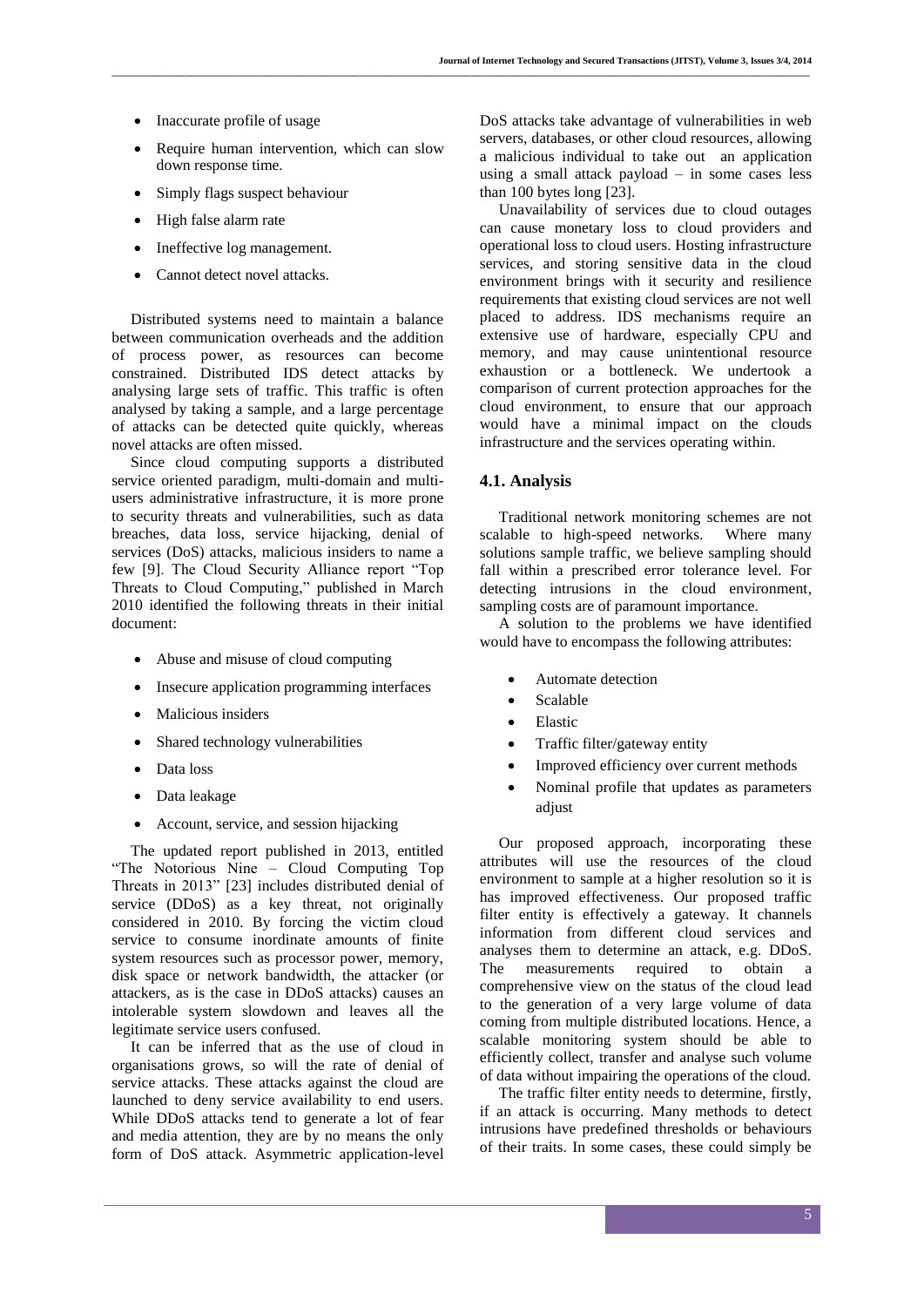- Inaccurate profile of usage
- Require human intervention, which can slow down response time.
- Simply flags suspect behaviour
- High false alarm rate
- Ineffective log management.
- Cannot detect novel attacks.

Distributed systems need to maintain a balance between communication overheads and the addition of process power, as resources can become constrained. Distributed IDS detect attacks by analysing large sets of traffic. This traffic is often analysed by taking a sample, and a large percentage of attacks can be detected quite quickly, whereas novel attacks are often missed.

Since cloud computing supports a distributed service oriented paradigm, multi-domain and multi-users administrative infrastructure, it is more prone to security threats and vulnerabilities, such as data breaches, data loss, service hijacking, denial of services (DoS) attacks, malicious insiders to name a few [9]. The Cloud Security Alliance report "Top Threats to Cloud Computing," published in March 2010 identified the following threats in their initial document:

- Abuse and misuse of cloud computing
- Insecure application programming interfaces
- Malicious insiders
- Shared technology vulnerabilities
- Data loss
- Data leakage
- Account, service, and session hijacking

The updated report published in 2013, entitled "The Notorious Nine – Cloud Computing Top Threats in 2013" [23] includes distributed denial of service (DDoS) as a key threat, not originally considered in 2010. By forcing the victim cloud service to consume inordinate amounts of finite system resources such as processor power, memory, disk space or network bandwidth, the attacker (or attackers, as is the case in DDoS attacks) causes an intolerable system slowdown and leaves all the legitimate service users confused.

It can be inferred that as the use of cloud in organisations grows, so will the rate of denial of service attacks. These attacks against the cloud are launched to deny service availability to end users. While DDoS attacks tend to generate a lot of fear and media attention, they are by no means the only form of DoS attack. Asymmetric application-level DoS attacks take advantage of vulnerabilities in web servers, databases, or other cloud resources, allowing a malicious individual to take out an application using a small attack payload – in some cases less than 100 bytes long [23].

Unavailability of services due to cloud outages can cause monetary loss to cloud providers and operational loss to cloud users. Hosting infrastructure services, and storing sensitive data in the cloud environment brings with it security and resilience requirements that existing cloud services are not well placed to address. IDS mechanisms require an extensive use of hardware, especially CPU and memory, and may cause unintentional resource exhaustion or a bottleneck. We undertook a comparison of current protection approaches for the cloud environment, to ensure that our approach would have a minimal impact on the clouds infrastructure and the services operating within.

### 4.1. Analysis

Traditional network monitoring schemes are not scalable to high-speed networks. Where many solutions sample traffic, we believe sampling should fall within a prescribed error tolerance level. For detecting intrusions in the cloud environment, sampling costs are of paramount importance.

A solution to the problems we have identified would have to encompass the following attributes:

- Automate detection
- Scalable
- Elastic
- Traffic filter/gateway entity
- Improved efficiency over current methods
- Nominal profile that updates as parameters adjust

Our proposed approach, incorporating these attributes will use the resources of the cloud environment to sample at a higher resolution so it is has improved effectiveness. Our proposed traffic filter entity is effectively a gateway. It channels information from different cloud services and analyses them to determine an attack, e.g. DDoS. The measurements required to obtain a comprehensive view on the status of the cloud lead to the generation of a very large volume of data coming from multiple distributed locations. Hence, a scalable monitoring system should be able to efficiently collect, transfer and analyse such volume of data without impairing the operations of the cloud.

The traffic filter entity needs to determine, firstly, if an attack is occurring. Many methods to detect intrusions have predefined thresholds or behaviours of their traits. In some cases, these could simply be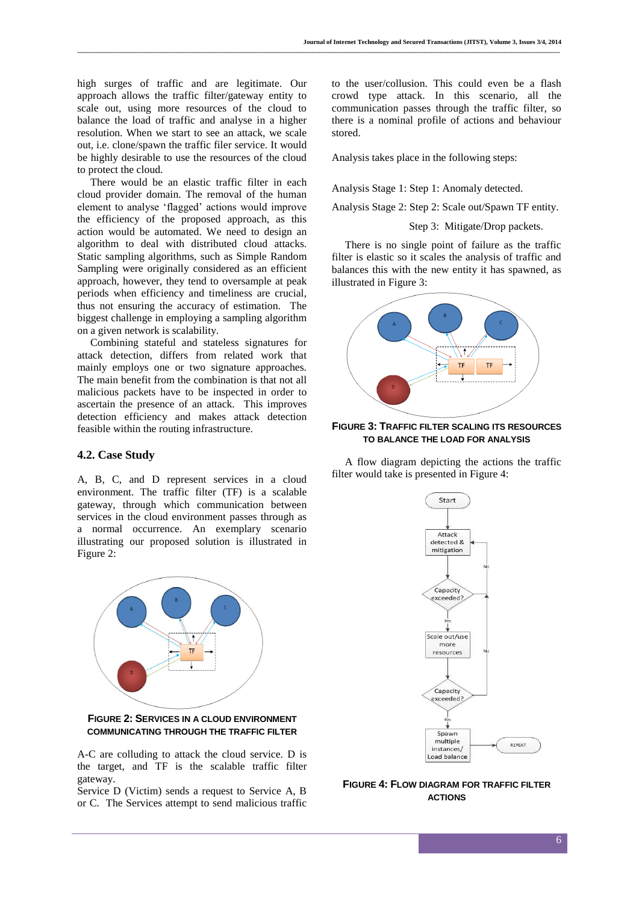high surges of traffic and are legitimate. Our approach allows the traffic filter/gateway entity to scale out, using more resources of the cloud to balance the load of traffic and analyse in a higher resolution. When we start to see an attack, we scale out, i.e. clone/spawn the traffic filer service. It would be highly desirable to use the resources of the cloud to protect the cloud.

There would be an elastic traffic filter in each cloud provider domain. The removal of the human element to analyse 'flagged' actions would improve the efficiency of the proposed approach, as this action would be automated. We need to design an algorithm to deal with distributed cloud attacks. Static sampling algorithms, such as Simple Random Sampling were originally considered as an efficient approach, however, they tend to oversample at peak periods when efficiency and timeliness are crucial, thus not ensuring the accuracy of estimation. The biggest challenge in employing a sampling algorithm on a given network is scalability.

Combining stateful and stateless signatures for attack detection, differs from related work that mainly employs one or two signature approaches. The main benefit from the combination is that not all malicious packets have to be inspected in order to ascertain the presence of an attack. This improves detection efficiency and makes attack detection feasible within the routing infrastructure.

## 4.2. Case Study

A, B, C, and D represent services in a cloud environment. The traffic filter (TF) is a scalable gateway, through which communication between services in the cloud environment passes through as a normal occurrence. An exemplary scenario illustrating our proposed solution is illustrated in Figure 2:

**FIGURE 2: SERVICES IN A CLOUD ENVIRONMENT COMMUNICATING THROUGH THE TRAFFIC FILTER**

A-C are colluding to attack the cloud service. D is the target, and TF is the scalable traffic filter gateway.

Service D (Victim) sends a request to Service A, B or C. The Services attempt to send malicious traffic to the user/collusion. This could even be a flash crowd type attack. In this scenario, all the communication passes through the traffic filter, so there is a nominal profile of actions and behaviour stored.

Analysis takes place in the following steps:

Analysis Stage 1: Step 1: Anomaly detected.

Analysis Stage 2: Step 2: Scale out/Spawn TF entity.

Step 3: Mitigate/Drop packets.

There is no single point of failure as the traffic filter is elastic so it scales the analysis of traffic and balances this with the new entity it has spawned, as illustrated in Figure 3:

**FIGURE 3: TRAFFIC FILTER SCALING ITS RESOURCES TO BALANCE THE LOAD FOR ANALYSIS**

A flow diagram depicting the actions the traffic filter would take is presented in Figure 4:

**FIGURE 4: FLOW DIAGRAM FOR TRAFFIC FILTER ACTIONS**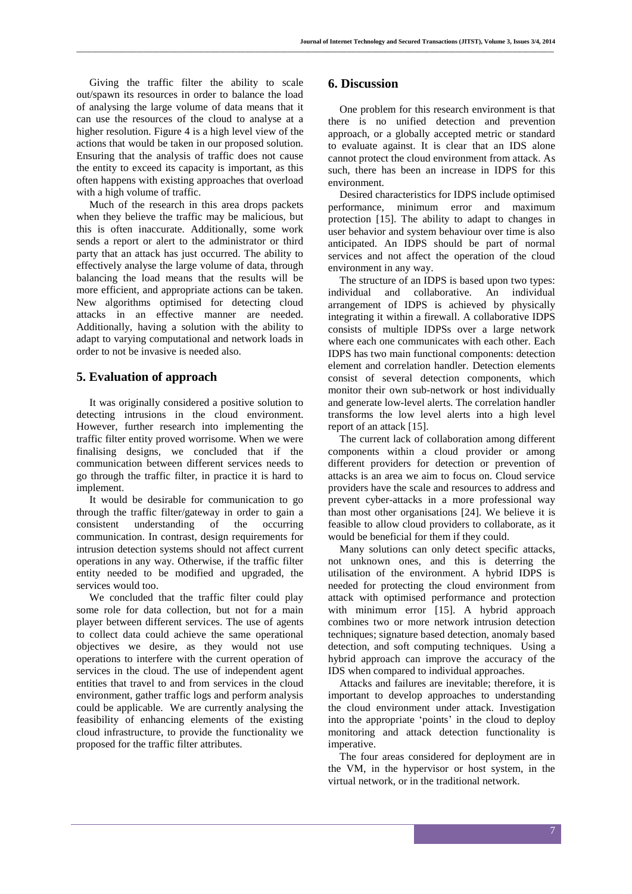Giving the traffic filter the ability to scale out/spawn its resources in order to balance the load of analysing the large volume of data means that it can use the resources of the cloud to analyse at a higher resolution. Figure 4 is a high level view of the actions that would be taken in our proposed solution. Ensuring that the analysis of traffic does not cause the entity to exceed its capacity is important, as this often happens with existing approaches that overload with a high volume of traffic.

Much of the research in this area drops packets when they believe the traffic may be malicious, but this is often inaccurate. Additionally, some work sends a report or alert to the administrator or third party that an attack has just occurred. The ability to effectively analyse the large volume of data, through balancing the load means that the results will be more efficient, and appropriate actions can be taken. New algorithms optimised for detecting cloud attacks in an effective manner are needed. Additionally, having a solution with the ability to adapt to varying computational and network loads in order to not be invasive is needed also.

## 5. Evaluation of approach

It was originally considered a positive solution to detecting intrusions in the cloud environment. However, further research into implementing the traffic filter entity proved worrisome. When we were finalising designs, we concluded that if the communication between different services needs to go through the traffic filter, in practice it is hard to implement.

It would be desirable for communication to go through the traffic filter/gateway in order to gain a consistent understanding of the occurring communication. In contrast, design requirements for intrusion detection systems should not affect current operations in any way. Otherwise, if the traffic filter entity needed to be modified and upgraded, the services would too.

We concluded that the traffic filter could play some role for data collection, but not for a main player between different services. The use of agents to collect data could achieve the same operational objectives we desire, as they would not use operations to interfere with the current operation of services in the cloud. The use of independent agent entities that travel to and from services in the cloud environment, gather traffic logs and perform analysis could be applicable. We are currently analysing the feasibility of enhancing elements of the existing cloud infrastructure, to provide the functionality we proposed for the traffic filter attributes.

## 6. Discussion

One problem for this research environment is that there is no unified detection and prevention approach, or a globally accepted metric or standard to evaluate against. It is clear that an IDS alone cannot protect the cloud environment from attack. As such, there has been an increase in IDPS for this environment.

Desired characteristics for IDPS include optimised performance, minimum error and maximum protection [15]. The ability to adapt to changes in user behavior and system behaviour over time is also anticipated. An IDPS should be part of normal services and not affect the operation of the cloud environment in any way.

The structure of an IDPS is based upon two types: individual and collaborative. An individual arrangement of IDPS is achieved by physically integrating it within a firewall. A collaborative IDPS consists of multiple IDPSs over a large network where each one communicates with each other. Each IDPS has two main functional components: detection element and correlation handler. Detection elements consist of several detection components, which monitor their own sub-network or host individually and generate low-level alerts. The correlation handler transforms the low level alerts into a high level report of an attack [15].

The current lack of collaboration among different components within a cloud provider or among different providers for detection or prevention of attacks is an area we aim to focus on. Cloud service providers have the scale and resources to address and prevent cyber-attacks in a more professional way than most other organisations [24]. We believe it is feasible to allow cloud providers to collaborate, as it would be beneficial for them if they could.

Many solutions can only detect specific attacks, not unknown ones, and this is deterring the utilisation of the environment. A hybrid IDPS is needed for protecting the cloud environment from attack with optimised performance and protection with minimum error [15]. A hybrid approach combines two or more network intrusion detection techniques; signature based detection, anomaly based detection, and soft computing techniques. Using a hybrid approach can improve the accuracy of the IDS when compared to individual approaches.

Attacks and failures are inevitable; therefore, it is important to develop approaches to understanding the cloud environment under attack. Investigation into the appropriate 'points' in the cloud to deploy monitoring and attack detection functionality is imperative.

The four areas considered for deployment are in the VM, in the hypervisor or host system, in the virtual network, or in the traditional network.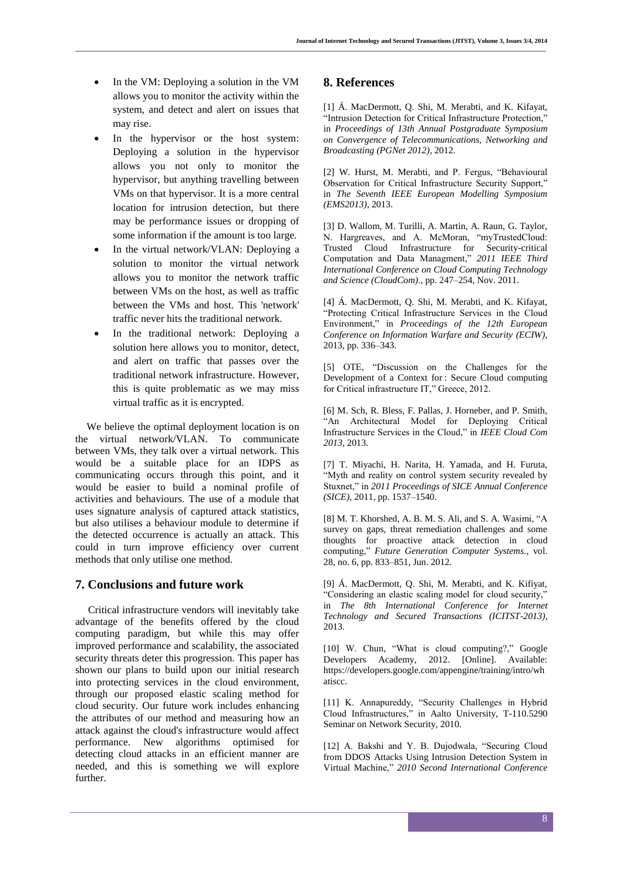- In the VM: Deploying a solution in the VM allows you to monitor the activity within the system, and detect and alert on issues that may rise.
- In the hypervisor or the host system: Deploying a solution in the hypervisor allows you not only to monitor the hypervisor, but anything travelling between VMs on that hypervisor. It is a more central location for intrusion detection, but there may be performance issues or dropping of some information if the amount is too large.
- In the virtual network/VLAN: Deploying a solution to monitor the virtual network allows you to monitor the network traffic between VMs on the host, as well as traffic between the VMs and host. This 'network' traffic never hits the traditional network.
- In the traditional network: Deploying a solution here allows you to monitor, detect, and alert on traffic that passes over the traditional network infrastructure. However, this is quite problematic as we may miss virtual traffic as it is encrypted.

We believe the optimal deployment location is on the virtual network/VLAN. To communicate between VMs, they talk over a virtual network. This would be a suitable place for an IDPS as communicating occurs through this point, and it would be easier to build a nominal profile of activities and behaviours. The use of a module that uses signature analysis of captured attack statistics, but also utilises a behaviour module to determine if the detected occurrence is actually an attack. This could in turn improve efficiency over current methods that only utilise one method.

## 7. Conclusions and future work

Critical infrastructure vendors will inevitably take advantage of the benefits offered by the cloud computing paradigm, but while this may offer improved performance and scalability, the associated security threats deter this progression. This paper has shown our plans to build upon our initial research into protecting services in the cloud environment, through our proposed elastic scaling method for cloud security. Our future work includes enhancing the attributes of our method and measuring how an attack against the cloud's infrastructure would affect performance. New algorithms optimised for detecting cloud attacks in an efficient manner are needed, and this is something we will explore further.

## 8. References

[1] Á. MacDermott, Q. Shi, M. Merabti, and K. Kifayat, "Intrusion Detection for Critical Infrastructure Protection," in *Proceedings of 13th Annual Postgraduate Symposium on Convergence of Telecommunications, Networking and Broadcasting (PGNet 2012)*, 2012.

[2] W. Hurst, M. Merabti, and P. Fergus, "Behavioural Observation for Critical Infrastructure Security Support," in *The Seventh IEEE European Modelling Symposium (EMS2013)*, 2013.

[3] D. Wallom, M. Turilli, A. Martin, A. Raun, G. Taylor, N. Hargreaves, and A. McMoran, "myTrustedCloud: Trusted Cloud Infrastructure for Security-critical Computation and Data Managment," *2011 IEEE Third International Conference on Cloud Computing Technology and Science (CloudCom)*., pp. 247–254, Nov. 2011.

[4] Á. MacDermott, Q. Shi, M. Merabti, and K. Kifayat, "Protecting Critical Infrastructure Services in the Cloud Environment," in *Proceedings of the 12th European Conference on Information Warfare and Security (ECIW)*, 2013, pp. 336–343.

[5] OTE, "Discussion on the Challenges for the Development of a Context for : Secure Cloud computing for Critical infrastructure IT," Greece, 2012.

[6] M. Sch, R. Bless, F. Pallas, J. Horneber, and P. Smith, "An Architectural Model for Deploying Critical Infrastructure Services in the Cloud," in *IEEE Cloud Com 2013*, 2013.

[7] T. Miyachi, H. Narita, H. Yamada, and H. Furuta, "Myth and reality on control system security revealed by Stuxnet," in *2011 Proceedings of SICE Annual Conference (SICE)*, 2011, pp. 1537–1540.

[8] M. T. Khorshed, A. B. M. S. Ali, and S. A. Wasimi, "A survey on gaps, threat remediation challenges and some thoughts for proactive attack detection in cloud computing," *Future Generation Computer Systems.*, vol. 28, no. 6, pp. 833–851, Jun. 2012.

[9] Á. MacDermott, Q. Shi, M. Merabti, and K. Kifiyat, "Considering an elastic scaling model for cloud security," in *The 8th International Conference for Internet Technology and Secured Transactions (ICITST-2013)*, 2013.

[10] W. Chun, "What is cloud computing?," Google Developers Academy, 2012. [Online]. Available: https://developers.google.com/appengine/training/intro/whatiscc.

[11] K. Annapureddy, "Security Challenges in Hybrid Cloud Infrastructures," in Aalto University, T-110.5290 Seminar on Network Security, 2010.

[12] A. Bakshi and Y. B. Dujodwala, "Securing Cloud from DDOS Attacks Using Intrusion Detection System in Virtual Machine," *2010 Second International Conference*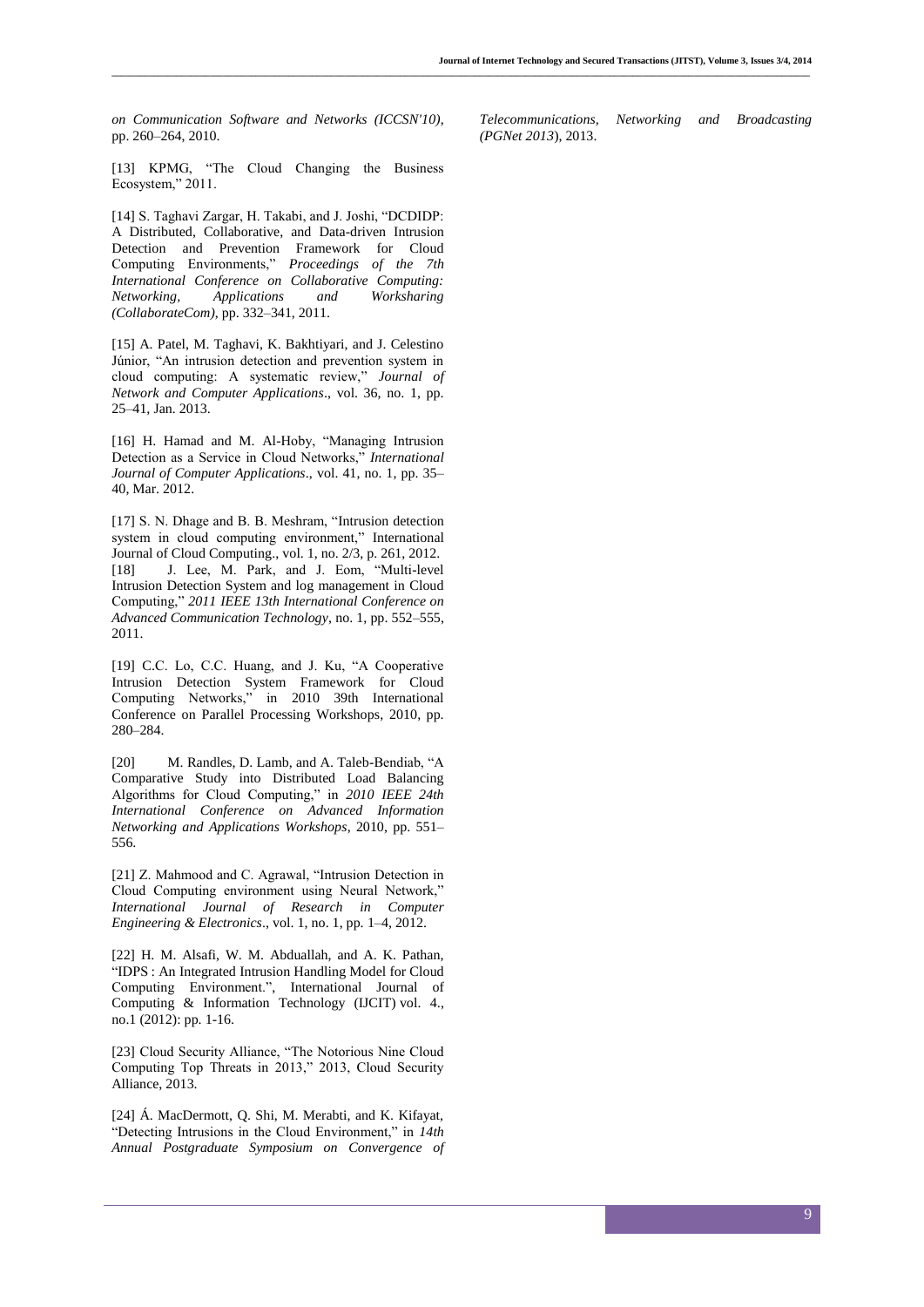*on Communication Software and Networks (ICCSN'10)*, pp. 260–264, 2010.

[13] KPMG, "The Cloud Changing the Business Ecosystem," 2011.

[14] S. Taghavi Zargar, H. Takabi, and J. Joshi, "DCDIDP: A Distributed, Collaborative, and Data-driven Intrusion Detection and Prevention Framework for Cloud Computing Environments," *Proceedings of the 7th International Conference on Collaborative Computing: Networking, Applications and Worksharing (CollaborateCom)*, pp. 332–341, 2011.

[15] A. Patel, M. Taghavi, K. Bakhtiyari, and J. Celestino Júnior, "An intrusion detection and prevention system in cloud computing: A systematic review," *Journal of Network and Computer Applications*., vol. 36, no. 1, pp. 25–41, Jan. 2013.

[16] H. Hamad and M. Al-Hoby, "Managing Intrusion Detection as a Service in Cloud Networks," *International Journal of Computer Applications*., vol. 41, no. 1, pp. 35–40, Mar. 2012.

[17] S. N. Dhage and B. B. Meshram, "Intrusion detection system in cloud computing environment," International Journal of Cloud Computing., vol. 1, no. 2/3, p. 261, 2012.

[18] J. Lee, M. Park, and J. Eom, "Multi-level Intrusion Detection System and log management in Cloud Computing," *2011 IEEE 13th International Conference on Advanced Communication Technology*, no. 1, pp. 552–555, 2011.

[19] C.C. Lo, C.C. Huang, and J. Ku, "A Cooperative Intrusion Detection System Framework for Cloud Computing Networks," in 2010 39th International Conference on Parallel Processing Workshops, 2010, pp. 280–284.

[20] M. Randles, D. Lamb, and A. Taleb-Bendiab, "A Comparative Study into Distributed Load Balancing Algorithms for Cloud Computing," in *2010 IEEE 24th International Conference on Advanced Information Networking and Applications Workshops*, 2010, pp. 551–556.

[21] Z. Mahmood and C. Agrawal, "Intrusion Detection in Cloud Computing environment using Neural Network," *International Journal of Research in Computer Engineering & Electronics*., vol. 1, no. 1, pp. 1–4, 2012.

[22] H. M. Alsafi, W. M. Abduallah, and A. K. Pathan, "IDPS : An Integrated Intrusion Handling Model for Cloud Computing Environment.", International Journal of Computing & Information Technology (IJCIT) vol. 4., no.1 (2012): pp. 1-16.

[23] Cloud Security Alliance, "The Notorious Nine Cloud Computing Top Threats in 2013," 2013, Cloud Security Alliance, 2013.

[24] Á. MacDermott, Q. Shi, M. Merabti, and K. Kifayat, "Detecting Intrusions in the Cloud Environment," in *14th Annual Postgraduate Symposium on Convergence of Telecommunications, Networking and Broadcasting (PGNet 2013*), 2013.